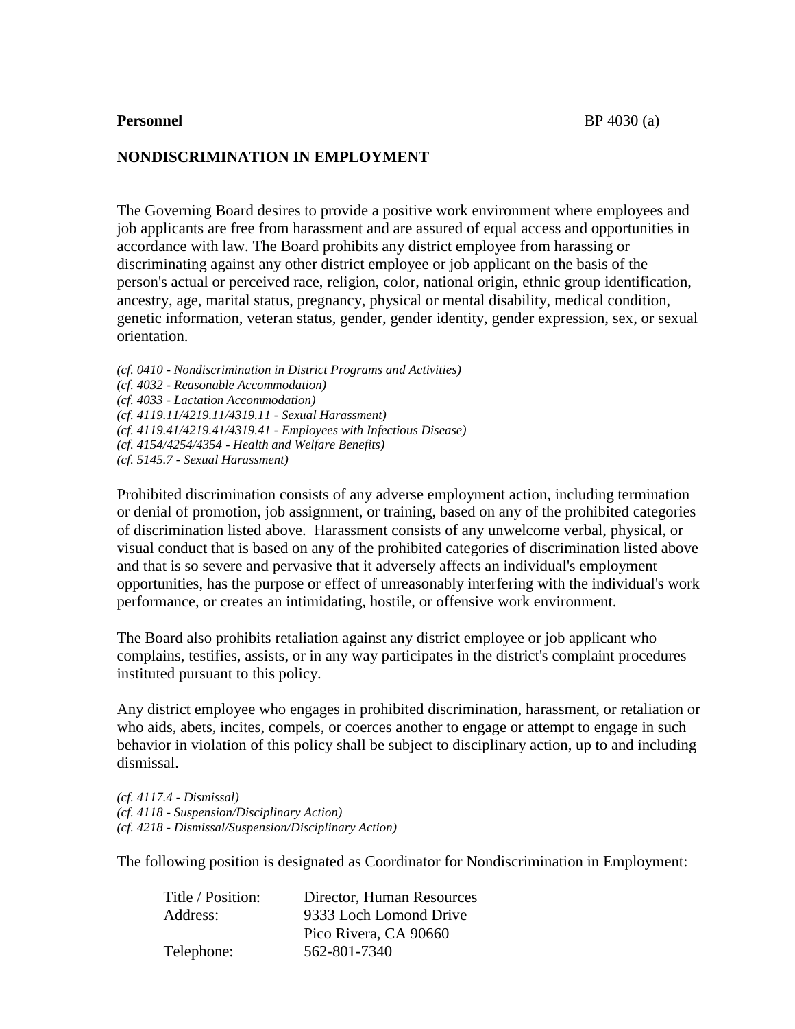**Personnel** BP 4030 (a)

## NONDISCRIMINATION IN EMPLOYMENT

The Governing Board desires to provide a positive work environment where employees and job applicants are free from harassment and are assured of equal access and opportunities in accordance with law. The Board prohibits any district employee from harassing or discriminating against any other district employee or job applicant on the basis of the person's actual or perceived race, religion, color, national origin, ethnic group identification, ancestry, age, marital status, pregnancy, physical or mental disability, medical condition, genetic information, veteran status, gender, gender identity, gender expression, sex, or sexual orientation.

*(cf. 0410 - Nondiscrimination in District Programs and Activities)*
*(cf. 4032 - Reasonable Accommodation)*
*(cf. 4033 - Lactation Accommodation)*
*(cf. 4119.11/4219.11/4319.11 - Sexual Harassment)*
*(cf. 4119.41/4219.41/4319.41 - Employees with Infectious Disease)*
*(cf. 4154/4254/4354 - Health and Welfare Benefits)*
*(cf. 5145.7 - Sexual Harassment)*

Prohibited discrimination consists of any adverse employment action, including termination or denial of promotion, job assignment, or training, based on any of the prohibited categories of discrimination listed above. Harassment consists of any unwelcome verbal, physical, or visual conduct that is based on any of the prohibited categories of discrimination listed above and that is so severe and pervasive that it adversely affects an individual's employment opportunities, has the purpose or effect of unreasonably interfering with the individual's work performance, or creates an intimidating, hostile, or offensive work environment.

The Board also prohibits retaliation against any district employee or job applicant who complains, testifies, assists, or in any way participates in the district's complaint procedures instituted pursuant to this policy.

Any district employee who engages in prohibited discrimination, harassment, or retaliation or who aids, abets, incites, compels, or coerces another to engage or attempt to engage in such behavior in violation of this policy shall be subject to disciplinary action, up to and including dismissal.

*(cf. 4117.4 - Dismissal)*
*(cf. 4118 - Suspension/Disciplinary Action)*
*(cf. 4218 - Dismissal/Suspension/Disciplinary Action)*

The following position is designated as Coordinator for Nondiscrimination in Employment:

Title / Position: Director, Human Resources
Address: 9333 Loch Lomond Drive
Pico Rivera, CA 90660
Telephone: 562-801-7340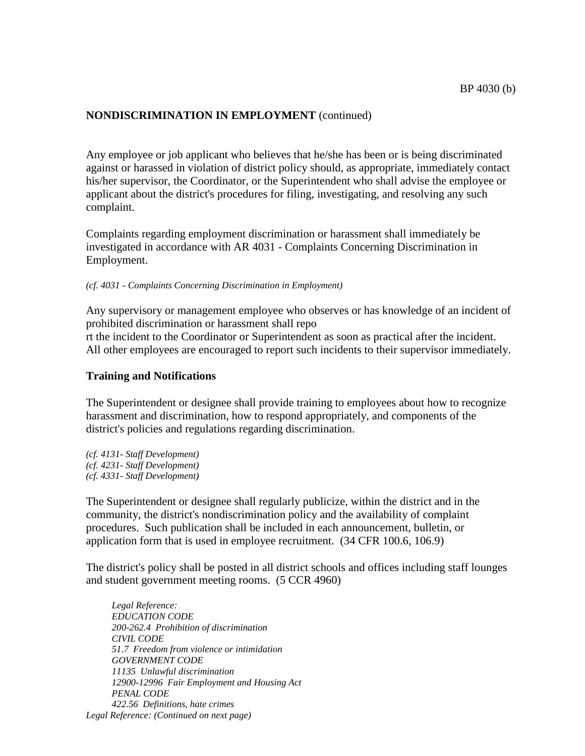**NONDISCRIMINATION IN EMPLOYMENT** (continued)

Any employee or job applicant who believes that he/she has been or is being discriminated against or harassed in violation of district policy should, as appropriate, immediately contact his/her supervisor, the Coordinator, or the Superintendent who shall advise the employee or applicant about the district's procedures for filing, investigating, and resolving any such complaint.

Complaints regarding employment discrimination or harassment shall immediately be investigated in accordance with AR 4031 - Complaints Concerning Discrimination in Employment.

*(cf. 4031 - Complaints Concerning Discrimination in Employment)*

Any supervisory or management employee who observes or has knowledge of an incident of prohibited discrimination or harassment shall repo
rt the incident to the Coordinator or Superintendent as soon as practical after the incident. All other employees are encouraged to report such incidents to their supervisor immediately.

**Training and Notifications**

The Superintendent or designee shall provide training to employees about how to recognize harassment and discrimination, how to respond appropriately, and components of the district's policies and regulations regarding discrimination.

*(cf. 4131- Staff Development)*
*(cf. 4231- Staff Development)*
*(cf. 4331- Staff Development)*

The Superintendent or designee shall regularly publicize, within the district and in the community, the district's nondiscrimination policy and the availability of complaint procedures. Such publication shall be included in each announcement, bulletin, or application form that is used in employee recruitment. (34 CFR 100.6, 106.9)

The district's policy shall be posted in all district schools and offices including staff lounges and student government meeting rooms. (5 CCR 4960)

*Legal Reference:*
*EDUCATION CODE*
*200-262.4 Prohibition of discrimination*
*CIVIL CODE*
*51.7 Freedom from violence or intimidation*
*GOVERNMENT CODE*
*11135 Unlawful discrimination*
*12900-12996 Fair Employment and Housing Act*
*PENAL CODE*
*422.56 Definitions, hate crimes*
*Legal Reference: (Continued on next page)*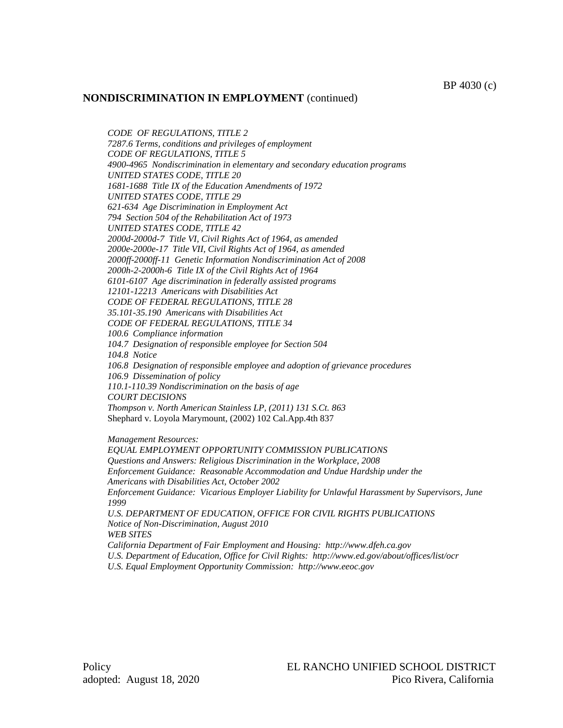**NONDISCRIMINATION IN EMPLOYMENT** (continued)

*CODE OF REGULATIONS, TITLE 2*
*7287.6 Terms, conditions and privileges of employment*
*CODE OF REGULATIONS, TITLE 5*
*4900-4965 Nondiscrimination in elementary and secondary education programs*
*UNITED STATES CODE, TITLE 20*
*1681-1688 Title IX of the Education Amendments of 1972*
*UNITED STATES CODE, TITLE 29*
*621-634 Age Discrimination in Employment Act*
*794 Section 504 of the Rehabilitation Act of 1973*
*UNITED STATES CODE, TITLE 42*
*2000d-2000d-7 Title VI, Civil Rights Act of 1964, as amended*
*2000e-2000e-17 Title VII, Civil Rights Act of 1964, as amended*
*2000ff-2000ff-11 Genetic Information Nondiscrimination Act of 2008*
*2000h-2-2000h-6 Title IX of the Civil Rights Act of 1964*
*6101-6107 Age discrimination in federally assisted programs*
*12101-12213 Americans with Disabilities Act*
*CODE OF FEDERAL REGULATIONS, TITLE 28*
*35.101-35.190 Americans with Disabilities Act*
*CODE OF FEDERAL REGULATIONS, TITLE 34*
*100.6 Compliance information*
*104.7 Designation of responsible employee for Section 504*
*104.8 Notice*
*106.8 Designation of responsible employee and adoption of grievance procedures*
*106.9 Dissemination of policy*
*110.1-110.39 Nondiscrimination on the basis of age*
*COURT DECISIONS*
*Thompson v. North American Stainless LP, (2011) 131 S.Ct. 863*
Shephard v. Loyola Marymount, (2002) 102 Cal.App.4th 837

*Management Resources:*
*EQUAL EMPLOYMENT OPPORTUNITY COMMISSION PUBLICATIONS*
*Questions and Answers: Religious Discrimination in the Workplace, 2008*
*Enforcement Guidance: Reasonable Accommodation and Undue Hardship under the Americans with Disabilities Act, October 2002*
*Enforcement Guidance: Vicarious Employer Liability for Unlawful Harassment by Supervisors, June 1999*
*U.S. DEPARTMENT OF EDUCATION, OFFICE FOR CIVIL RIGHTS PUBLICATIONS*
*Notice of Non-Discrimination, August 2010*
*WEB SITES*
*California Department of Fair Employment and Housing: http://www.dfeh.ca.gov*
*U.S. Department of Education, Office for Civil Rights: http://www.ed.gov/about/offices/list/ocr*
*U.S. Equal Employment Opportunity Commission: http://www.eeoc.gov*

Policy
adopted: August 18, 2020

EL RANCHO UNIFIED SCHOOL DISTRICT
Pico Rivera, California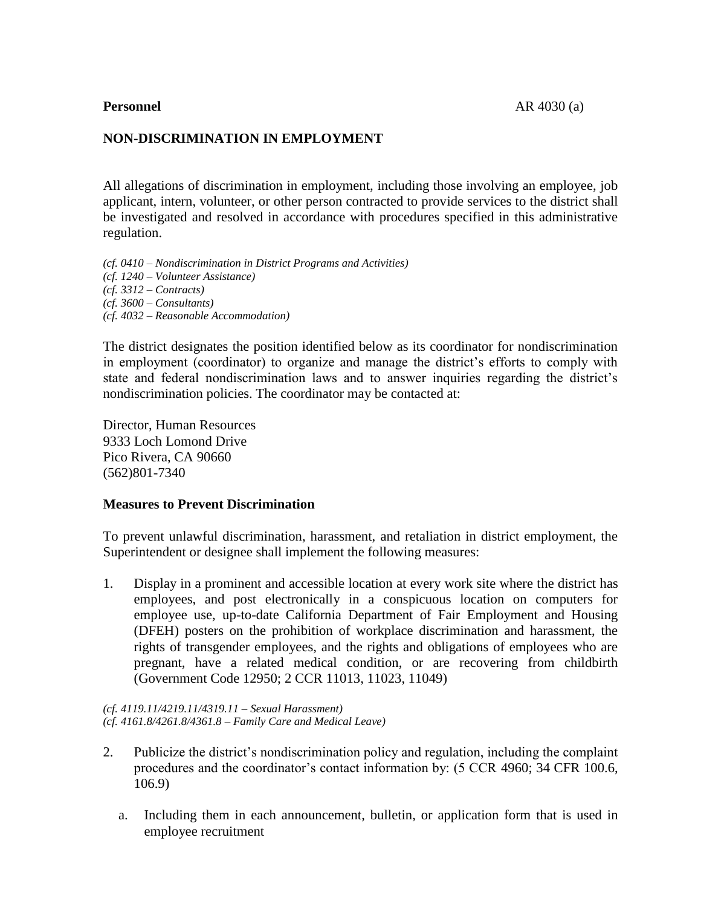**Personnel** AR 4030 (a)

## NON-DISCRIMINATION IN EMPLOYMENT

All allegations of discrimination in employment, including those involving an employee, job applicant, intern, volunteer, or other person contracted to provide services to the district shall be investigated and resolved in accordance with procedures specified in this administrative regulation.

*(cf. 0410 – Nondiscrimination in District Programs and Activities)*
*(cf. 1240 – Volunteer Assistance)*
*(cf. 3312 – Contracts)*
*(cf. 3600 – Consultants)*
*(cf. 4032 – Reasonable Accommodation)*

The district designates the position identified below as its coordinator for nondiscrimination in employment (coordinator) to organize and manage the district's efforts to comply with state and federal nondiscrimination laws and to answer inquiries regarding the district's nondiscrimination policies. The coordinator may be contacted at:

Director, Human Resources
9333 Loch Lomond Drive
Pico Rivera, CA 90660
(562)801-7340

### Measures to Prevent Discrimination

To prevent unlawful discrimination, harassment, and retaliation in district employment, the Superintendent or designee shall implement the following measures:

1. Display in a prominent and accessible location at every work site where the district has employees, and post electronically in a conspicuous location on computers for employee use, up-to-date California Department of Fair Employment and Housing (DFEH) posters on the prohibition of workplace discrimination and harassment, the rights of transgender employees, and the rights and obligations of employees who are pregnant, have a related medical condition, or are recovering from childbirth (Government Code 12950; 2 CCR 11013, 11023, 11049)

*(cf. 4119.11/4219.11/4319.11 – Sexual Harassment)*
*(cf. 4161.8/4261.8/4361.8 – Family Care and Medical Leave)*

2. Publicize the district's nondiscrimination policy and regulation, including the complaint procedures and the coordinator's contact information by: (5 CCR 4960; 34 CFR 100.6, 106.9)

   a. Including them in each announcement, bulletin, or application form that is used in employee recruitment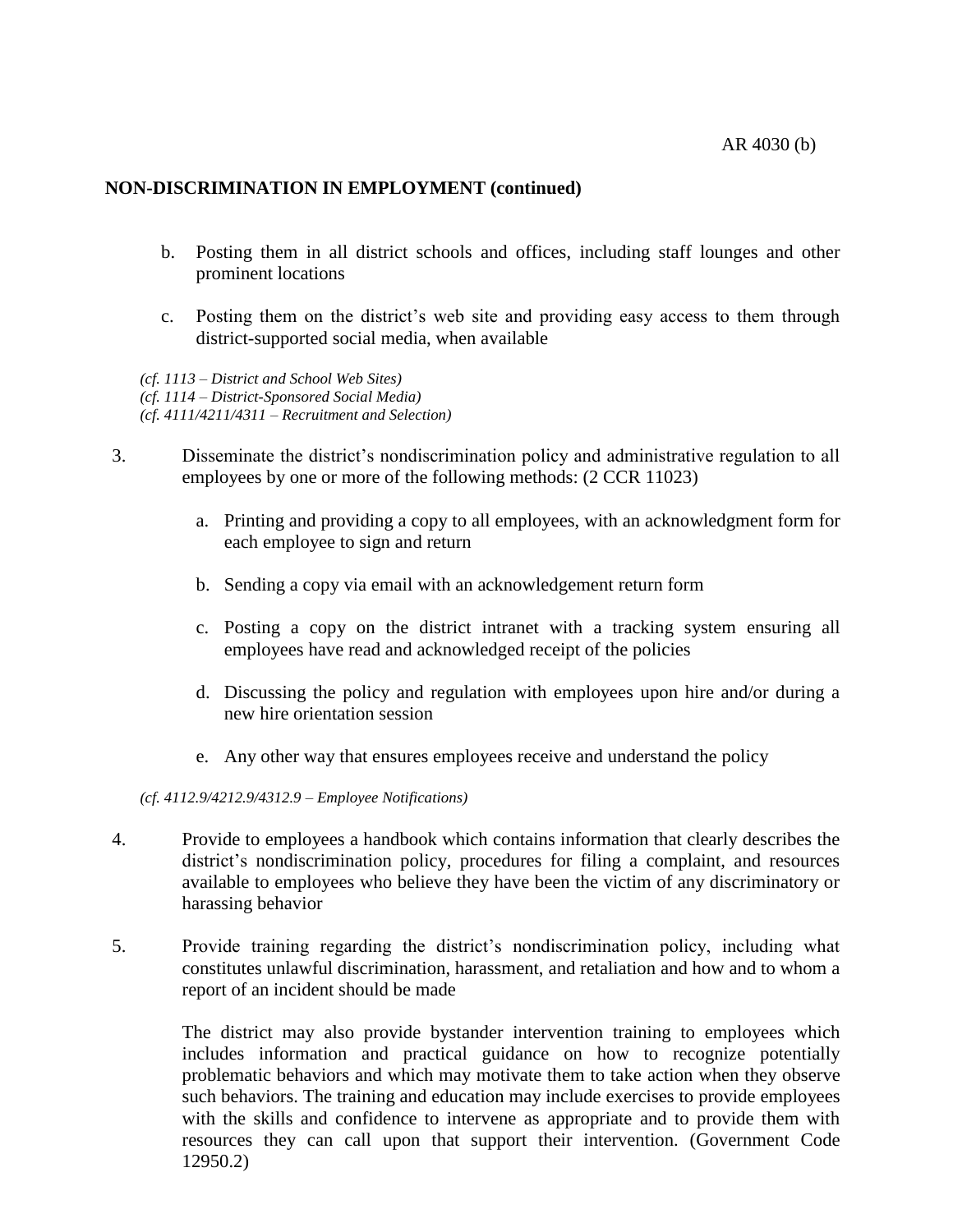**NON-DISCRIMINATION IN EMPLOYMENT (continued)**

b. Posting them in all district schools and offices, including staff lounges and other prominent locations

c. Posting them on the district's web site and providing easy access to them through district-supported social media, when available

*(cf. 1113 – District and School Web Sites)*
*(cf. 1114 – District-Sponsored Social Media)*
*(cf. 4111/4211/4311 – Recruitment and Selection)*

3. Disseminate the district's nondiscrimination policy and administrative regulation to all employees by one or more of the following methods: (2 CCR 11023)

    a. Printing and providing a copy to all employees, with an acknowledgment form for each employee to sign and return

    b. Sending a copy via email with an acknowledgement return form

    c. Posting a copy on the district intranet with a tracking system ensuring all employees have read and acknowledged receipt of the policies

    d. Discussing the policy and regulation with employees upon hire and/or during a new hire orientation session

    e. Any other way that ensures employees receive and understand the policy

*(cf. 4112.9/4212.9/4312.9 – Employee Notifications)*

4. Provide to employees a handbook which contains information that clearly describes the district's nondiscrimination policy, procedures for filing a complaint, and resources available to employees who believe they have been the victim of any discriminatory or harassing behavior

5. Provide training regarding the district's nondiscrimination policy, including what constitutes unlawful discrimination, harassment, and retaliation and how and to whom a report of an incident should be made

    The district may also provide bystander intervention training to employees which includes information and practical guidance on how to recognize potentially problematic behaviors and which may motivate them to take action when they observe such behaviors. The training and education may include exercises to provide employees with the skills and confidence to intervene as appropriate and to provide them with resources they can call upon that support their intervention. (Government Code 12950.2)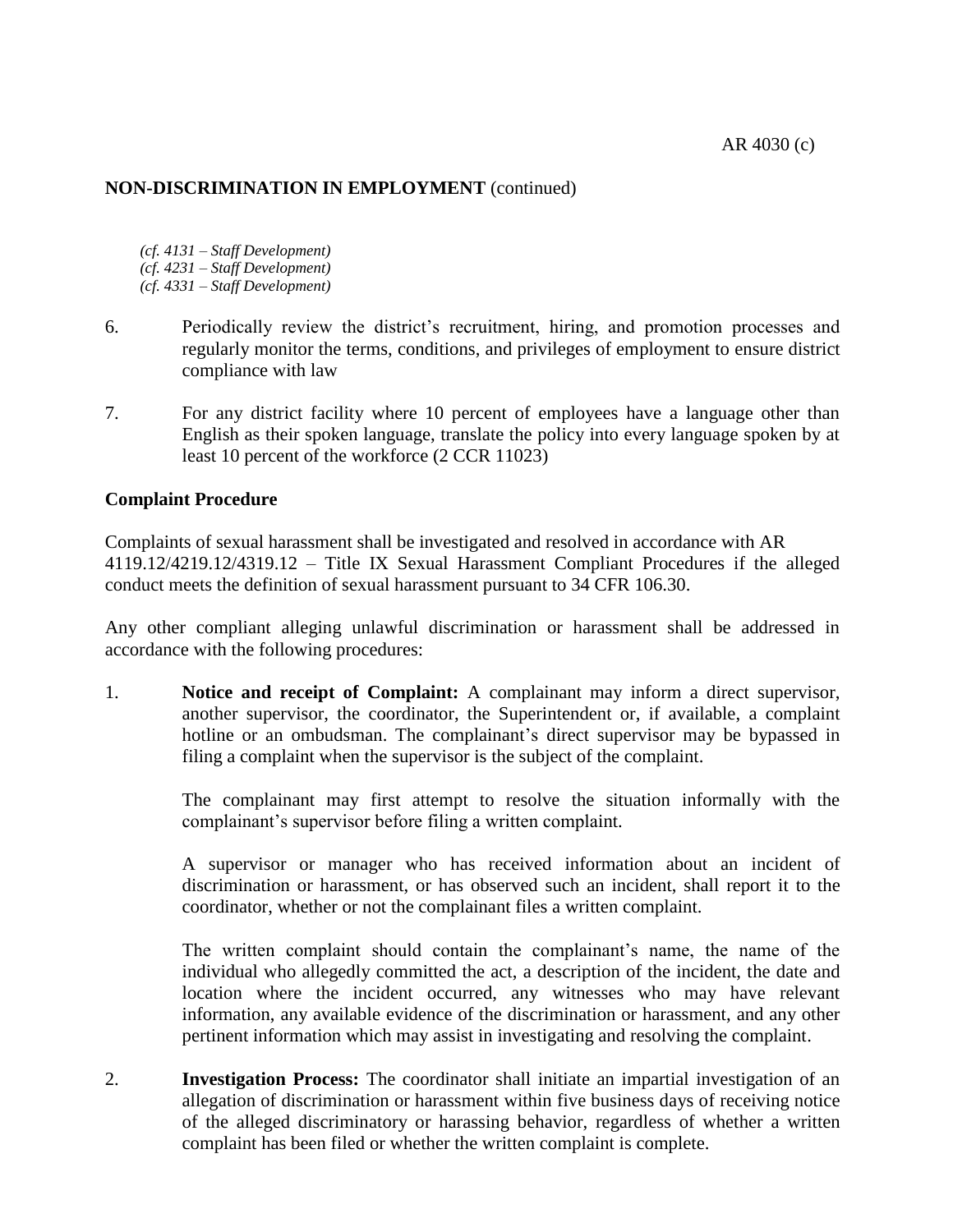**NON-DISCRIMINATION IN EMPLOYMENT** (continued)

*(cf. 4131 – Staff Development)*
*(cf. 4231 – Staff Development)*
*(cf. 4331 – Staff Development)*

6. Periodically review the district's recruitment, hiring, and promotion processes and regularly monitor the terms, conditions, and privileges of employment to ensure district compliance with law

7. For any district facility where 10 percent of employees have a language other than English as their spoken language, translate the policy into every language spoken by at least 10 percent of the workforce (2 CCR 11023)

**Complaint Procedure**

Complaints of sexual harassment shall be investigated and resolved in accordance with AR 4119.12/4219.12/4319.12 – Title IX Sexual Harassment Compliant Procedures if the alleged conduct meets the definition of sexual harassment pursuant to 34 CFR 106.30.

Any other compliant alleging unlawful discrimination or harassment shall be addressed in accordance with the following procedures:

1. **Notice and receipt of Complaint:** A complainant may inform a direct supervisor, another supervisor, the coordinator, the Superintendent or, if available, a complaint hotline or an ombudsman. The complainant's direct supervisor may be bypassed in filing a complaint when the supervisor is the subject of the complaint.

   The complainant may first attempt to resolve the situation informally with the complainant's supervisor before filing a written complaint.

   A supervisor or manager who has received information about an incident of discrimination or harassment, or has observed such an incident, shall report it to the coordinator, whether or not the complainant files a written complaint.

   The written complaint should contain the complainant's name, the name of the individual who allegedly committed the act, a description of the incident, the date and location where the incident occurred, any witnesses who may have relevant information, any available evidence of the discrimination or harassment, and any other pertinent information which may assist in investigating and resolving the complaint.

2. **Investigation Process:** The coordinator shall initiate an impartial investigation of an allegation of discrimination or harassment within five business days of receiving notice of the alleged discriminatory or harassing behavior, regardless of whether a written complaint has been filed or whether the written complaint is complete.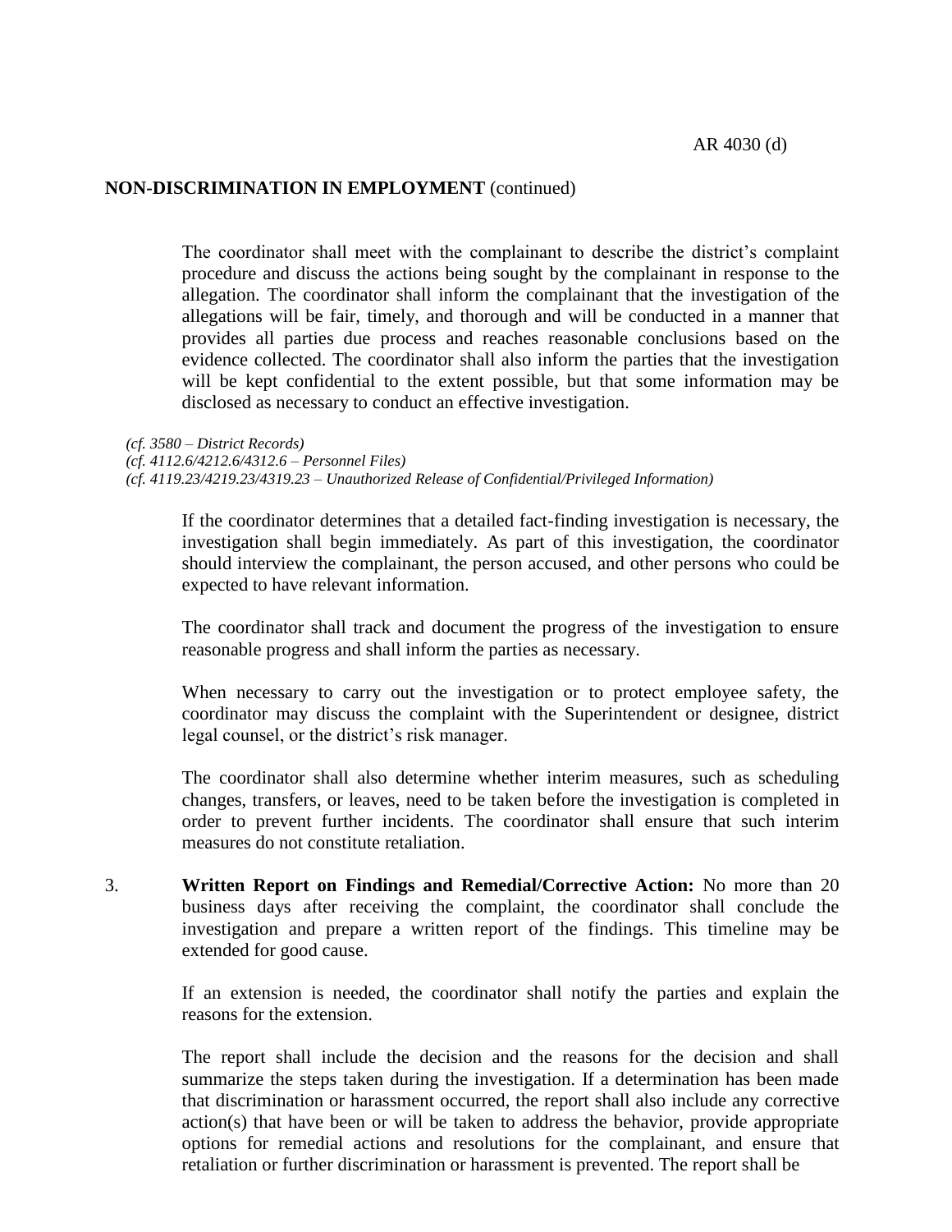**NON-DISCRIMINATION IN EMPLOYMENT** (continued)

The coordinator shall meet with the complainant to describe the district's complaint procedure and discuss the actions being sought by the complainant in response to the allegation. The coordinator shall inform the complainant that the investigation of the allegations will be fair, timely, and thorough and will be conducted in a manner that provides all parties due process and reaches reasonable conclusions based on the evidence collected. The coordinator shall also inform the parties that the investigation will be kept confidential to the extent possible, but that some information may be disclosed as necessary to conduct an effective investigation.

*(cf. 3580 – District Records)*
*(cf. 4112.6/4212.6/4312.6 – Personnel Files)*
*(cf. 4119.23/4219.23/4319.23 – Unauthorized Release of Confidential/Privileged Information)*

If the coordinator determines that a detailed fact-finding investigation is necessary, the investigation shall begin immediately. As part of this investigation, the coordinator should interview the complainant, the person accused, and other persons who could be expected to have relevant information.

The coordinator shall track and document the progress of the investigation to ensure reasonable progress and shall inform the parties as necessary.

When necessary to carry out the investigation or to protect employee safety, the coordinator may discuss the complaint with the Superintendent or designee, district legal counsel, or the district's risk manager.

The coordinator shall also determine whether interim measures, such as scheduling changes, transfers, or leaves, need to be taken before the investigation is completed in order to prevent further incidents. The coordinator shall ensure that such interim measures do not constitute retaliation.

3. **Written Report on Findings and Remedial/Corrective Action:** No more than 20 business days after receiving the complaint, the coordinator shall conclude the investigation and prepare a written report of the findings. This timeline may be extended for good cause.

   If an extension is needed, the coordinator shall notify the parties and explain the reasons for the extension.

   The report shall include the decision and the reasons for the decision and shall summarize the steps taken during the investigation. If a determination has been made that discrimination or harassment occurred, the report shall also include any corrective action(s) that have been or will be taken to address the behavior, provide appropriate options for remedial actions and resolutions for the complainant, and ensure that retaliation or further discrimination or harassment is prevented. The report shall be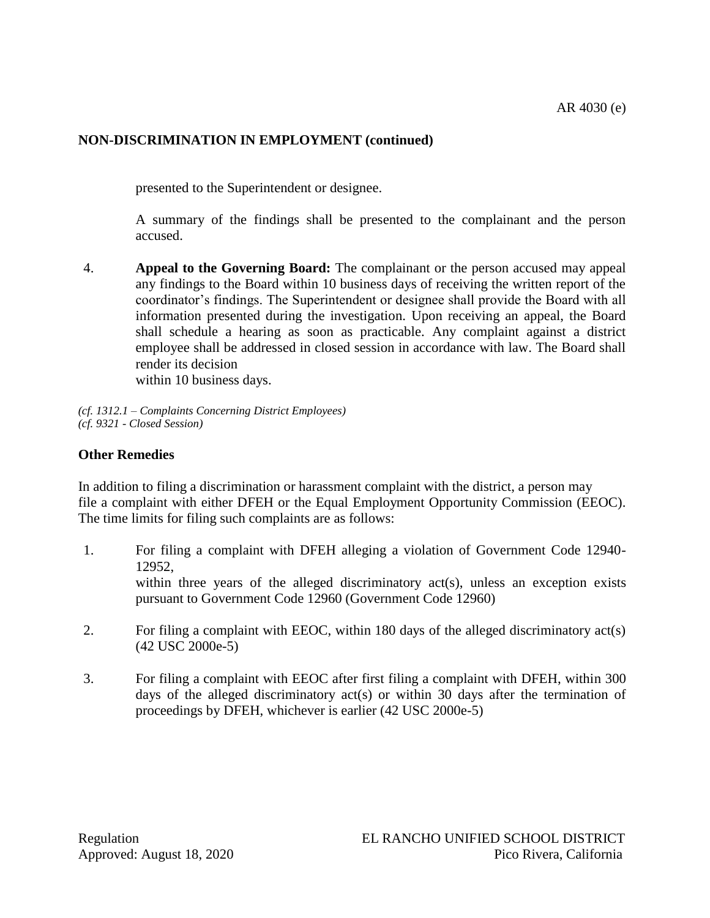presented to the Superintendent or designee.

A summary of the findings shall be presented to the complainant and the person accused.

4. **Appeal to the Governing Board:** The complainant or the person accused may appeal any findings to the Board within 10 business days of receiving the written report of the coordinator's findings. The Superintendent or designee shall provide the Board with all information presented during the investigation. Upon receiving an appeal, the Board shall schedule a hearing as soon as practicable. Any complaint against a district employee shall be addressed in closed session in accordance with law. The Board shall render its decision within 10 business days.

*(cf. 1312.1 – Complaints Concerning District Employees)*
*(cf. 9321 - Closed Session)*

**Other Remedies**

In addition to filing a discrimination or harassment complaint with the district, a person may file a complaint with either DFEH or the Equal Employment Opportunity Commission (EEOC). The time limits for filing such complaints are as follows:

1. For filing a complaint with DFEH alleging a violation of Government Code 12940-12952, within three years of the alleged discriminatory act(s), unless an exception exists pursuant to Government Code 12960 (Government Code 12960)

2. For filing a complaint with EEOC, within 180 days of the alleged discriminatory act(s) (42 USC 2000e-5)

3. For filing a complaint with EEOC after first filing a complaint with DFEH, within 300 days of the alleged discriminatory act(s) or within 30 days after the termination of proceedings by DFEH, whichever is earlier (42 USC 2000e-5)

Regulation
Approved: August 18, 2020

EL RANCHO UNIFIED SCHOOL DISTRICT
Pico Rivera, California